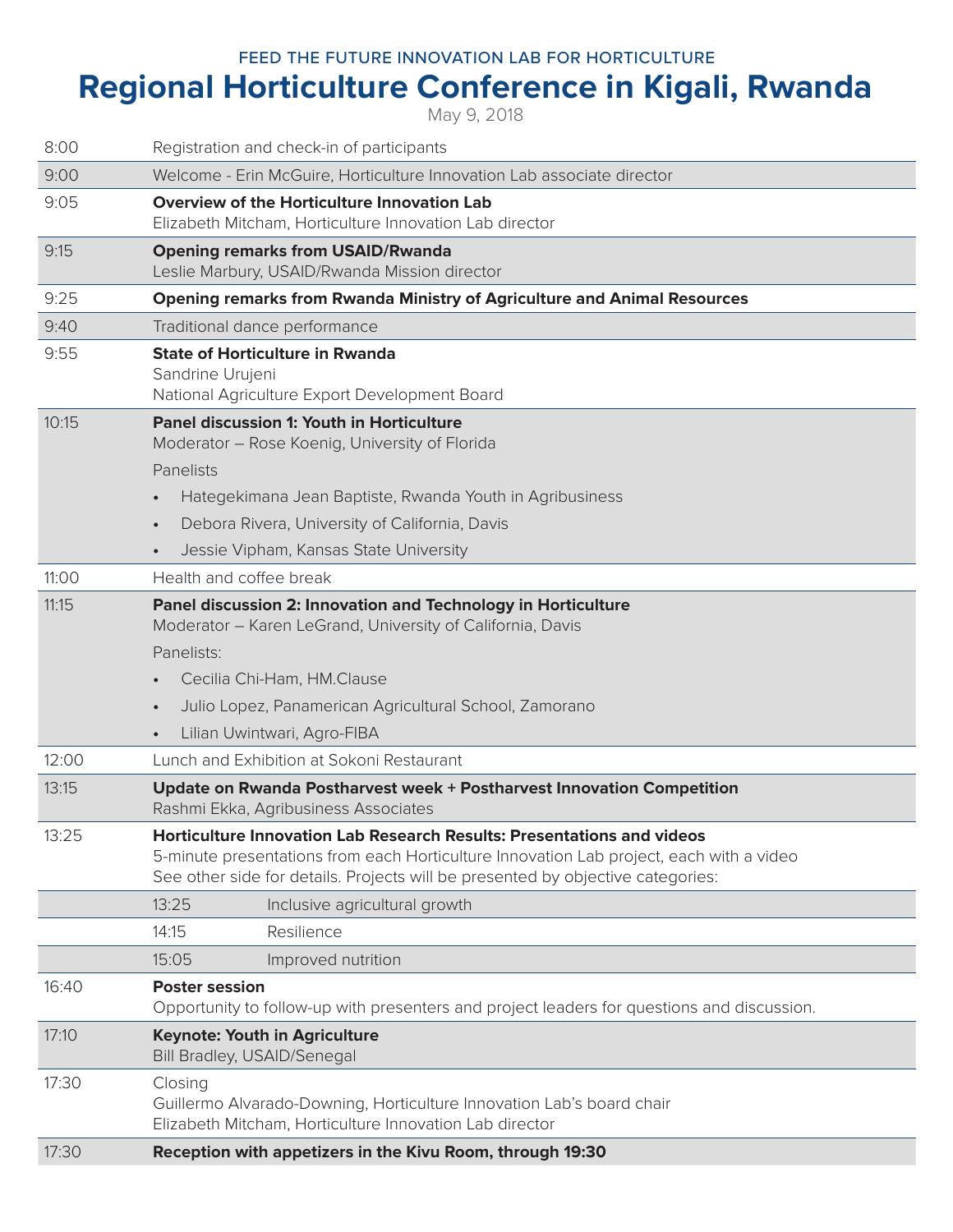FEED THE FUTURE INNOVATION LAB FOR HORTICULTURE

# Regional Horticulture Conference in Kigali, Rwanda

May 9, 2018

| Time | Session |
|---|---|
| 8:00 | Registration and check-in of participants |
| 9:00 | Welcome - Erin McGuire, Horticulture Innovation Lab associate director |
| 9:05 | **Overview of the Horticulture Innovation Lab**<br>Elizabeth Mitcham, Horticulture Innovation Lab director |
| 9:15 | **Opening remarks from USAID/Rwanda**<br>Leslie Marbury, USAID/Rwanda Mission director |
| 9:25 | **Opening remarks from Rwanda Ministry of Agriculture and Animal Resources** |
| 9:40 | Traditional dance performance |
| 9:55 | **State of Horticulture in Rwanda**<br>Sandrine Urujeni<br>National Agriculture Export Development Board |
| 10:15 | **Panel discussion 1: Youth in Horticulture**<br>Moderator – Rose Koenig, University of Florida<br>Panelists<br>• Hategekimana Jean Baptiste, Rwanda Youth in Agribusiness<br>• Debora Rivera, University of California, Davis<br>• Jessie Vipham, Kansas State University |
| 11:00 | Health and coffee break |
| 11:15 | **Panel discussion 2: Innovation and Technology in Horticulture**<br>Moderator – Karen LeGrand, University of California, Davis<br>Panelists:<br>• Cecilia Chi-Ham, HM.Clause<br>• Julio Lopez, Panamerican Agricultural School, Zamorano<br>• Lilian Uwintwari, Agro-FIBA |
| 12:00 | Lunch and Exhibition at Sokoni Restaurant |
| 13:15 | **Update on Rwanda Postharvest week + Postharvest Innovation Competition**<br>Rashmi Ekka, Agribusiness Associates |
| 13:25 | **Horticulture Innovation Lab Research Results: Presentations and videos**<br>5-minute presentations from each Horticulture Innovation Lab project, each with a video<br>See other side for details. Projects will be presented by objective categories:<br>13:25 Inclusive agricultural growth<br>14:15 Resilience<br>15:05 Improved nutrition |
| 16:40 | **Poster session**<br>Opportunity to follow-up with presenters and project leaders for questions and discussion. |
| 17:10 | **Keynote: Youth in Agriculture**<br>Bill Bradley, USAID/Senegal |
| 17:30 | Closing<br>Guillermo Alvarado-Downing, Horticulture Innovation Lab's board chair<br>Elizabeth Mitcham, Horticulture Innovation Lab director |
| 17:30 | **Reception with appetizers in the Kivu Room, through 19:30** |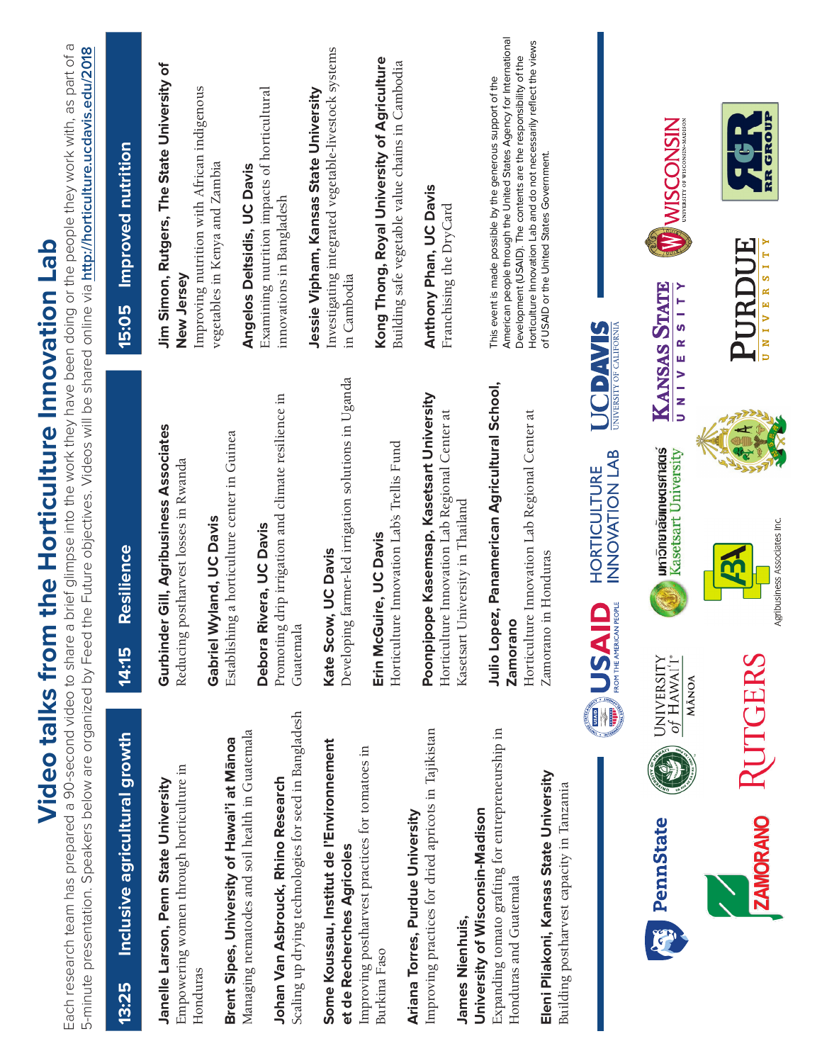# Video talks from the Horticulture Innovation Lab

Each research team has prepared a 90-second video to share a brief glimpse into the work they have been doing or the people they work with, as part of a 5-minute presentation. Speakers below are organized by Feed the Future objectives. Videos will be shared online via http://horticulture.ucdavis.edu/2018

## 13:25 Inclusive agricultural growth

**Janelle Larson, Penn State University**
Empowering women through horticulture in Honduras

**Brent Sipes, University of Hawai'i at Mānoa**
Managing nematodes and soil health in Guatemala

**Johan Van Asbrouck, Rhino Research**
Scaling up drying technologies for seed in Bangladesh

**Some Koussau, Institut de l'Environnement et de Recherches Agricoles**
Improving postharvest practices for tomatoes in Burkina Faso

**Ariana Torres, Purdue University**
Improving practices for dried apricots in Tajikistan

**James Nienhuis, University of Wisconsin-Madison**
Expanding tomato grafting for entrepreneurship in Honduras and Guatemala

**Eleni Pliakoni, Kansas State University**
Building postharvest capacity in Tanzania

## 14:15 Resilience

**Gurbinder Gill, Agribusiness Associates**
Reducing postharvest losses in Rwanda

**Gabriel Wyland, UC Davis**
Establishing a horticulture center in Guinea

**Debora Rivera, UC Davis**
Promoting drip irrigation and climate resilience in Guatemala

**Kate Scow, UC Davis**
Developing farmer-led irrigation solutions in Uganda

**Erin McGuire, UC Davis**
Horticulture Innovation Lab's Trellis Fund

**Poonpipope Kasemsap, Kasetsart University**
Horticulture Innovation Lab Regional Center at Kasetsart University in Thailand

**Julio Lopez, Panamerican Agricultural School, Zamorano**
Horticulture Innovation Lab Regional Center at Zamorano in Honduras

## 15:05 Improved nutrition

**Jim Simon, Rutgers, The State University of New Jersey**
Improving nutrition with African indigenous vegetables in Kenya and Zambia

**Angelos Deltsidis, UC Davis**
Examining nutrition impacts of horticultural innovations in Bangladesh

**Jessie Vipham, Kansas State University**
Investigating integrated vegetable-livestock systems in Cambodia

**Kong Thong, Royal University of Agriculture**
Building safe vegetable value chains in Cambodia

**Anthony Phan, UC Davis**
Franchising the DryCard

This event is made possible by the generous support of the American people through the United States Agency for International Development (USAID). The contents are the responsibility of the Horticulture Innovation Lab and do not necessarily reflect the views of USAID or the United States Government.